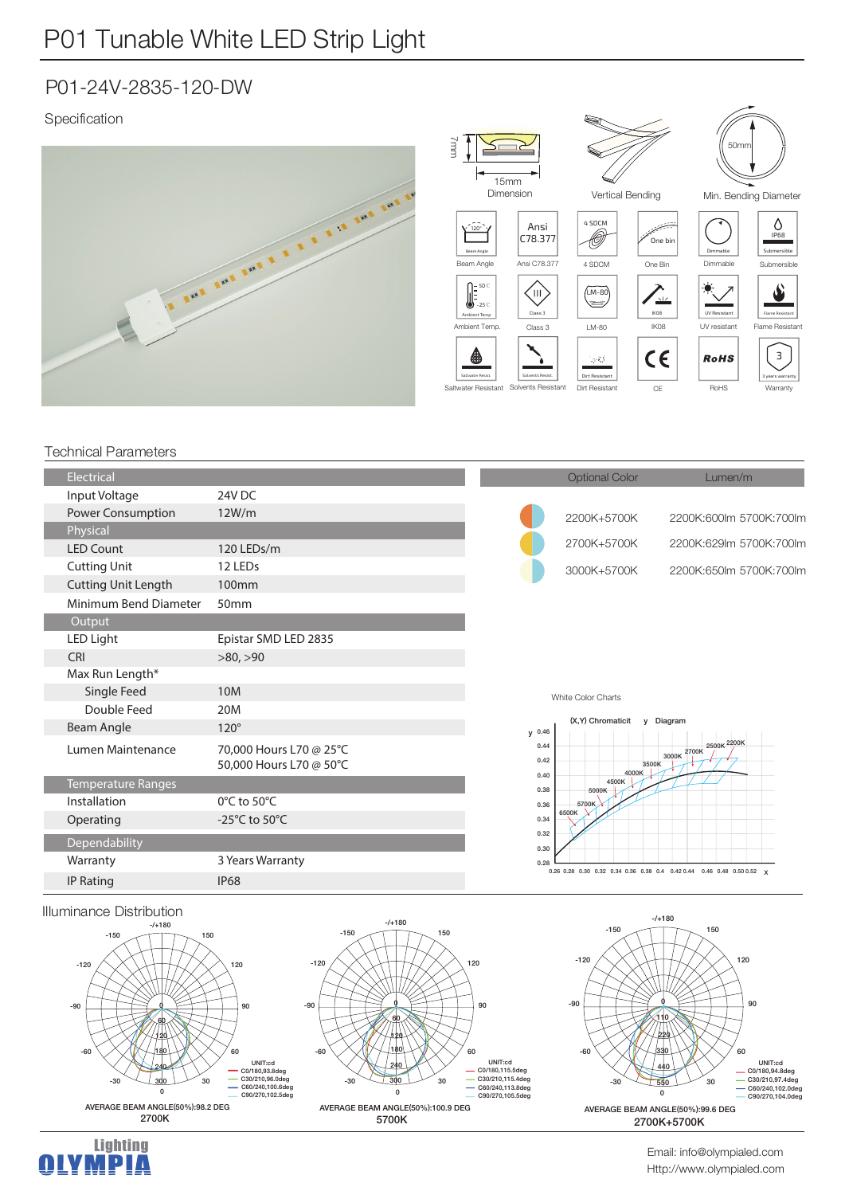# P01 Tunable White LED Strip Light

## P01-24V-2835-120-DW

### Specification

15mm × 7mm Dimension | Vertical Bending | 50mm Min. Bending Diameter

Beam Angle | Ansi C78.377 | 4 SDCM | One Bin | Dimmable | Submersible

Ambient Temp. | Class 3 | LM-80 | IK08 | UV resistant | Flame Resistant

Saltwater Resistant | Solvents Resistant | Dirt Resistant | CE | RoHS | Warranty

### Technical Parameters

| Electrical | |
|---|---|
| Input Voltage | 24V DC |
| Power Consumption | 12W/m |
| **Physical** | |
| LED Count | 120 LEDs/m |
| Cutting Unit | 12 LEDs |
| Cutting Unit Length | 100mm |
| Minimum Bend Diameter | 50mm |
| **Output** | |
| LED Light | Epistar SMD LED 2835 |
| CRI | >80, >90 |
| Max Run Length* | |
| Single Feed | 10M |
| Double Feed | 20M |
| Beam Angle | 120° |
| Lumen Maintenance | 70,000 Hours L70 @ 25°C<br>50,000 Hours L70 @ 50°C |
| **Temperature Ranges** | |
| Installation | 0°C to 50°C |
| Operating | -25°C to 50°C |
| **Dependability** | |
| Warranty | 3 Years Warranty |
| IP Rating | IP68 |

| Optional Color | Lumen/m |
|---|---|
| 2200K+5700K | 2200K:600lm 5700K:700lm |
| 2700K+5700K | 2200K:629lm 5700K:700lm |
| 3000K+5700K | 2200K:650lm 5700K:700lm |

White Color Charts

(X,Y) Chromaticity Diagram

### Illuminance Distribution

**2700K** — AVERAGE BEAM ANGLE(50%):98.2 DEG
UNIT:cd
C0/180,93.8deg
C30/210,96.0deg
C60/240,100.6deg
C90/270,102.5deg

**5700K** — AVERAGE BEAM ANGLE(50%):100.9 DEG
UNIT:cd
C0/180,115.5deg
C30/210,115.4deg
C60/240,113.8deg
C90/270,105.5deg

**2700K+5700K** — AVERAGE BEAM ANGLE(50%):99.6 DEG
UNIT:cd
C0/180,94.8deg
C30/210,97.4deg
C60/240,102.0deg
C90/270,104.0deg

Lighting OLYMPIA

Email: info@olympialed.com
Http://www.olympialed.com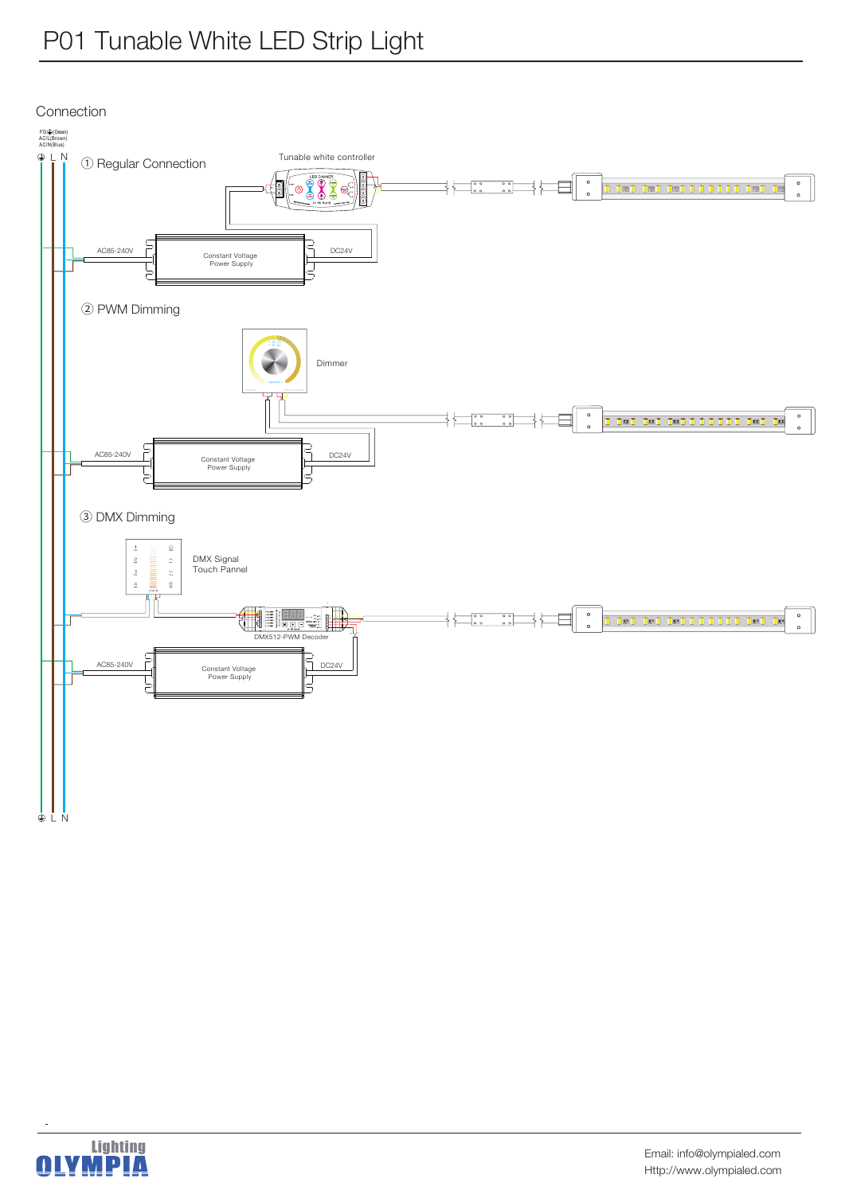# P01 Tunable White LED Strip Light

## Connection

FG⏚(Green)
AC/L(Brown)
AC/N(Blue)

⏚ L N

① Regular Connection

Tunable white controller

AC85-240V

Constant Voltage
Power Supply

DC24V

② PWM Dimming

Dimmer

AC85-240V

Constant Voltage
Power Supply

DC24V

③ DMX Dimming

DMX Signal
Touch Pannel

DMX512-PWM Decoder

AC85-240V

Constant Voltage
Power Supply

DC24V

⏚ L N

Email: info@olympialed.com
Http://www.olympialed.com